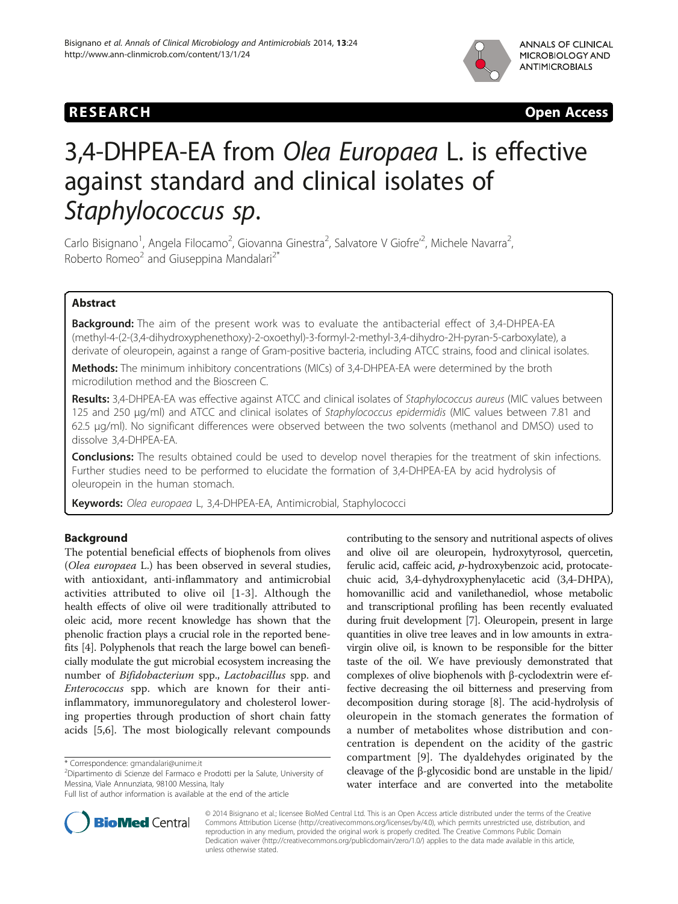**RESEARCH** **Open Access**

# 3,4-DHPEA-EA from *Olea Europaea* L. is effective against standard and clinical isolates of *Staphylococcus sp*.

Carlo Bisignano[1], Angela Filocamo[2], Giovanna Ginestra[2], Salvatore V Giofre'[2], Michele Navarra[2], Roberto Romeo[2] and Giuseppina Mandalari[2*]

## Abstract

**Background:** The aim of the present work was to evaluate the antibacterial effect of 3,4-DHPEA-EA (methyl-4-(2-(3,4-dihydroxyphenethoxy)-2-oxoethyl)-3-formyl-2-methyl-3,4-dihydro-2H-pyran-5-carboxylate), a derivate of oleuropein, against a range of Gram-positive bacteria, including ATCC strains, food and clinical isolates.

**Methods:** The minimum inhibitory concentrations (MICs) of 3,4-DHPEA-EA were determined by the broth microdilution method and the Bioscreen C.

**Results:** 3,4-DHPEA-EA was effective against ATCC and clinical isolates of *Staphylococcus aureus* (MIC values between 125 and 250 μg/ml) and ATCC and clinical isolates of *Staphylococcus epidermidis* (MIC values between 7.81 and 62.5 μg/ml). No significant differences were observed between the two solvents (methanol and DMSO) used to dissolve 3,4-DHPEA-EA.

**Conclusions:** The results obtained could be used to develop novel therapies for the treatment of skin infections. Further studies need to be performed to elucidate the formation of 3,4-DHPEA-EA by acid hydrolysis of oleuropein in the human stomach.

**Keywords:** *Olea europaea* L, 3,4-DHPEA-EA, Antimicrobial, Staphylococci

## Background

The potential beneficial effects of biophenols from olives (*Olea europaea* L.) has been observed in several studies, with antioxidant, anti-inflammatory and antimicrobial activities attributed to olive oil [1-3]. Although the health effects of olive oil were traditionally attributed to oleic acid, more recent knowledge has shown that the phenolic fraction plays a crucial role in the reported benefits [4]. Polyphenols that reach the large bowel can beneficially modulate the gut microbial ecosystem increasing the number of *Bifidobacterium* spp., *Lactobacillus* spp. and *Enterococcus* spp. which are known for their anti-inflammatory, immunoregulatory and cholesterol lowering properties through production of short chain fatty acids [5,6]. The most biologically relevant compounds contributing to the sensory and nutritional aspects of olives and olive oil are oleuropein, hydroxytyrosol, quercetin, ferulic acid, caffeic acid, *p*-hydroxybenzoic acid, protocatechuic acid, 3,4-dyhydroxyphenylacetic acid (3,4-DHPA), homovanillic acid and vanilethanediol, whose metabolic and transcriptional profiling has been recently evaluated during fruit development [7]. Oleuropein, present in large quantities in olive tree leaves and in low amounts in extra-virgin olive oil, is known to be responsible for the bitter taste of the oil. We have previously demonstrated that complexes of olive biophenols with β-cyclodextrin were effective decreasing the oil bitterness and preserving from decomposition during storage [8]. The acid-hydrolysis of oleuropein in the stomach generates the formation of a number of metabolites whose distribution and concentration is dependent on the acidity of the gastric compartment [9]. The dyaldehydes originated by the cleavage of the β-glycosidic bond are unstable in the lipid/water interface and are converted into the metabolite

\* Correspondence: gmandalari@unime.it
[2]Dipartimento di Scienze del Farmaco e Prodotti per la Salute, University of Messina, Viale Annunziata, 98100 Messina, Italy
Full list of author information is available at the end of the article

© 2014 Bisignano et al.; licensee BioMed Central Ltd. This is an Open Access article distributed under the terms of the Creative Commons Attribution License (http://creativecommons.org/licenses/by/4.0), which permits unrestricted use, distribution, and reproduction in any medium, provided the original work is properly credited. The Creative Commons Public Domain Dedication waiver (http://creativecommons.org/publicdomain/zero/1.0/) applies to the data made available in this article, unless otherwise stated.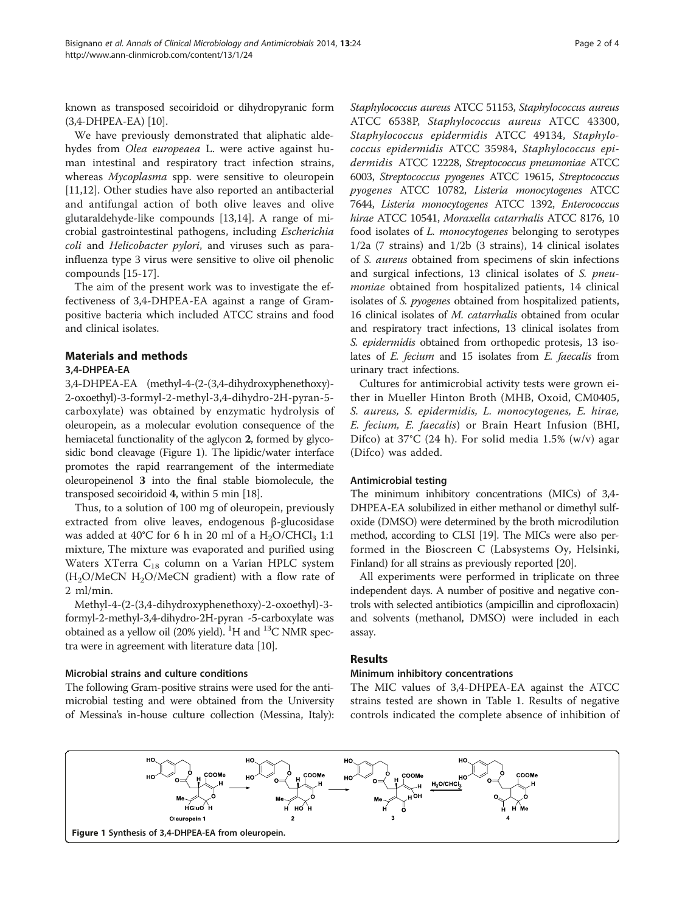known as transposed secoiridoid or dihydropyranic form (3,4-DHPEA-EA) [10].

We have previously demonstrated that aliphatic aldehydes from *Olea europeaea* L. were active against human intestinal and respiratory tract infection strains, whereas *Mycoplasma* spp. were sensitive to oleuropein [11,12]. Other studies have also reported an antibacterial and antifungal action of both olive leaves and olive glutaraldehyde-like compounds [13,14]. A range of microbial gastrointestinal pathogens, including *Escherichia coli* and *Helicobacter pylori*, and viruses such as parainfluenza type 3 virus were sensitive to olive oil phenolic compounds [15-17].

The aim of the present work was to investigate the effectiveness of 3,4-DHPEA-EA against a range of Gram-positive bacteria which included ATCC strains and food and clinical isolates.

## Materials and methods

### 3,4-DHPEA-EA

3,4-DHPEA-EA (methyl-4-(2-(3,4-dihydroxyphenethoxy)-2-oxoethyl)-3-formyl-2-methyl-3,4-dihydro-2H-pyran-5-carboxylate) was obtained by enzymatic hydrolysis of oleuropein, as a molecular evolution consequence of the hemiacetal functionality of the aglycon **2**, formed by glycosidic bond cleavage (Figure 1). The lipidic/water interface promotes the rapid rearrangement of the intermediate oleuropeinenol **3** into the final stable biomolecule, the transposed secoiridoid **4**, within 5 min [18].

Thus, to a solution of 100 mg of oleuropein, previously extracted from olive leaves, endogenous β-glucosidase was added at 40°C for 6 h in 20 ml of a $H_2O/CHCl_3$ 1:1 mixture, The mixture was evaporated and purified using Waters XTerra $C_{18}$ column on a Varian HPLC system ($H_2O$/MeCN $H_2O$/MeCN gradient) with a flow rate of 2 ml/min.

Methyl-4-(2-(3,4-dihydroxyphenethoxy)-2-oxoethyl)-3-formyl-2-methyl-3,4-dihydro-2H-pyran -5-carboxylate was obtained as a yellow oil (20% yield). $^{1}H$ and $^{13}C$ NMR spectra were in agreement with literature data [10].

### Microbial strains and culture conditions

The following Gram-positive strains were used for the antimicrobial testing and were obtained from the University of Messina's in-house culture collection (Messina, Italy): *Staphylococcus aureus* ATCC 51153, *Staphylococcus aureus* ATCC 6538P, *Staphylococcus aureus* ATCC 43300, *Staphylococcus epidermidis* ATCC 49134, *Staphylococcus epidermidis* ATCC 35984, *Staphylococcus epidermidis* ATCC 12228, *Streptococcus pneumoniae* ATCC 6003, *Streptococcus pyogenes* ATCC 19615, *Streptococcus pyogenes* ATCC 10782, *Listeria monocytogenes* ATCC 7644, *Listeria monocytogenes* ATCC 1392, *Enterococcus hirae* ATCC 10541, *Moraxella catarrhalis* ATCC 8176, 10 food isolates of *L. monocytogenes* belonging to serotypes 1/2a (7 strains) and 1/2b (3 strains), 14 clinical isolates of *S. aureus* obtained from specimens of skin infections and surgical infections, 13 clinical isolates of *S. pneumoniae* obtained from hospitalized patients, 14 clinical isolates of *S. pyogenes* obtained from hospitalized patients, 16 clinical isolates of *M. catarrhalis* obtained from ocular and respiratory tract infections, 13 clinical isolates from *S. epidermidis* obtained from orthopedic protesis, 13 isolates of *E. fecium* and 15 isolates from *E. faecalis* from urinary tract infections.

Cultures for antimicrobial activity tests were grown either in Mueller Hinton Broth (MHB, Oxoid, CM0405, *S. aureus, S. epidermidis, L. monocytogenes, E. hirae, E. fecium, E. faecalis*) or Brain Heart Infusion (BHI, Difco) at 37°C (24 h). For solid media 1.5% (w/v) agar (Difco) was added.

### Antimicrobial testing

The minimum inhibitory concentrations (MICs) of 3,4-DHPEA-EA solubilized in either methanol or dimethyl sulfoxide (DMSO) were determined by the broth microdilution method, according to CLSI [19]. The MICs were also performed in the Bioscreen C (Labsystems Oy, Helsinki, Finland) for all strains as previously reported [20].

All experiments were performed in triplicate on three independent days. A number of positive and negative controls with selected antibiotics (ampicillin and ciprofloxacin) and solvents (methanol, DMSO) were included in each assay.

## Results

### Minimum inhibitory concentrations

The MIC values of 3,4-DHPEA-EA against the ATCC strains tested are shown in Table 1. Results of negative controls indicated the complete absence of inhibition of

Figure 1 Synthesis of 3,4-DHPEA-EA from oleuropein.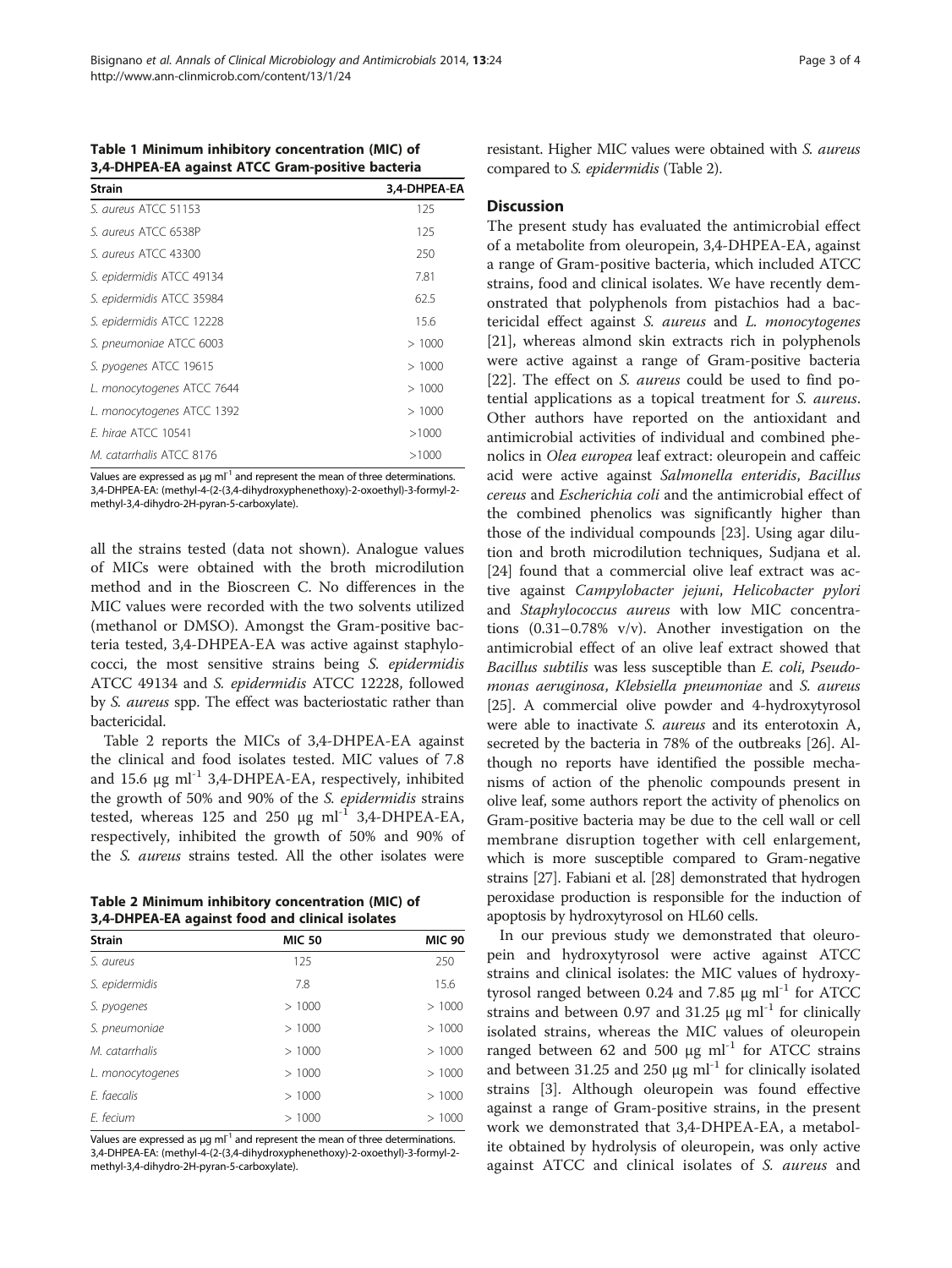**Table 1 Minimum inhibitory concentration (MIC) of 3,4-DHPEA-EA against ATCC Gram-positive bacteria**

| Strain | 3,4-DHPEA-EA |
| --- | --- |
| *S. aureus* ATCC 51153 | 125 |
| *S. aureus* ATCC 6538P | 125 |
| *S. aureus* ATCC 43300 | 250 |
| *S. epidermidis* ATCC 49134 | 7.81 |
| *S. epidermidis* ATCC 35984 | 62.5 |
| *S. epidermidis* ATCC 12228 | 15.6 |
| *S. pneumoniae* ATCC 6003 | > 1000 |
| *S. pyogenes* ATCC 19615 | > 1000 |
| *L. monocytogenes* ATCC 7644 | > 1000 |
| *L. monocytogenes* ATCC 1392 | > 1000 |
| *E. hirae* ATCC 10541 | >1000 |
| *M. catarrhalis* ATCC 8176 | >1000 |

Values are expressed as μg $ml^{-1}$ and represent the mean of three determinations. 3,4-DHPEA-EA: (methyl-4-(2-(3,4-dihydroxyphenethoxy)-2-oxoethyl)-3-formyl-2-methyl-3,4-dihydro-2H-pyran-5-carboxylate).

all the strains tested (data not shown). Analogue values of MICs were obtained with the broth microdilution method and in the Bioscreen C. No differences in the MIC values were recorded with the two solvents utilized (methanol or DMSO). Amongst the Gram-positive bacteria tested, 3,4-DHPEA-EA was active against staphylococci, the most sensitive strains being *S. epidermidis* ATCC 49134 and *S. epidermidis* ATCC 12228, followed by *S. aureus* spp. The effect was bacteriostatic rather than bactericidal.

Table 2 reports the MICs of 3,4-DHPEA-EA against the clinical and food isolates tested. MIC values of 7.8 and 15.6 μg $ml^{-1}$ 3,4-DHPEA-EA, respectively, inhibited the growth of 50% and 90% of the *S. epidermidis* strains tested, whereas 125 and 250 μg $ml^{-1}$ 3,4-DHPEA-EA, respectively, inhibited the growth of 50% and 90% of the *S. aureus* strains tested. All the other isolates were resistant. Higher MIC values were obtained with *S. aureus* compared to *S. epidermidis* (Table 2).

**Table 2 Minimum inhibitory concentration (MIC) of 3,4-DHPEA-EA against food and clinical isolates**

| Strain | MIC 50 | MIC 90 |
| --- | --- | --- |
| *S. aureus* | 125 | 250 |
| *S. epidermidis* | 7.8 | 15.6 |
| *S. pyogenes* | > 1000 | > 1000 |
| *S. pneumoniae* | > 1000 | > 1000 |
| *M. catarrhalis* | > 1000 | > 1000 |
| *L. monocytogenes* | > 1000 | > 1000 |
| *E. faecalis* | > 1000 | > 1000 |
| *E. fecium* | > 1000 | > 1000 |

Values are expressed as μg $ml^{-1}$ and represent the mean of three determinations. 3,4-DHPEA-EA: (methyl-4-(2-(3,4-dihydroxyphenethoxy)-2-oxoethyl)-3-formyl-2-methyl-3,4-dihydro-2H-pyran-5-carboxylate).

## Discussion

The present study has evaluated the antimicrobial effect of a metabolite from oleuropein, 3,4-DHPEA-EA, against a range of Gram-positive bacteria, which included ATCC strains, food and clinical isolates. We have recently demonstrated that polyphenols from pistachios had a bactericidal effect against *S. aureus* and *L. monocytogenes* [21], whereas almond skin extracts rich in polyphenols were active against a range of Gram-positive bacteria [22]. The effect on *S. aureus* could be used to find potential applications as a topical treatment for *S. aureus*. Other authors have reported on the antioxidant and antimicrobial activities of individual and combined phenolics in *Olea europea* leaf extract: oleuropein and caffeic acid were active against *Salmonella enteridis*, *Bacillus cereus* and *Escherichia coli* and the antimicrobial effect of the combined phenolics was significantly higher than those of the individual compounds [23]. Using agar dilution and broth microdilution techniques, Sudjana et al. [24] found that a commercial olive leaf extract was active against *Campylobacter jejuni*, *Helicobacter pylori* and *Staphylococcus aureus* with low MIC concentrations (0.31–0.78% v/v). Another investigation on the antimicrobial effect of an olive leaf extract showed that *Bacillus subtilis* was less susceptible than *E. coli*, *Pseudomonas aeruginosa*, *Klebsiella pneumoniae* and *S. aureus* [25]. A commercial olive powder and 4-hydroxytyrosol were able to inactivate *S. aureus* and its enterotoxin A, secreted by the bacteria in 78% of the outbreaks [26]. Although no reports have identified the possible mechanisms of action of the phenolic compounds present in olive leaf, some authors report the activity of phenolics on Gram-positive bacteria may be due to the cell wall or cell membrane disruption together with cell enlargement, which is more susceptible compared to Gram-negative strains [27]. Fabiani et al. [28] demonstrated that hydrogen peroxidase production is responsible for the induction of apoptosis by hydroxytyrosol on HL60 cells.

In our previous study we demonstrated that oleuropein and hydroxytyrosol were active against ATCC strains and clinical isolates: the MIC values of hydroxytyrosol ranged between 0.24 and 7.85 μg $ml^{-1}$ for ATCC strains and between 0.97 and 31.25 μg $ml^{-1}$ for clinically isolated strains, whereas the MIC values of oleuropein ranged between 62 and 500 μg $ml^{-1}$ for ATCC strains and between 31.25 and 250 μg $ml^{-1}$ for clinically isolated strains [3]. Although oleuropein was found effective against a range of Gram-positive strains, in the present work we demonstrated that 3,4-DHPEA-EA, a metabolite obtained by hydrolysis of oleuropein, was only active against ATCC and clinical isolates of *S. aureus* and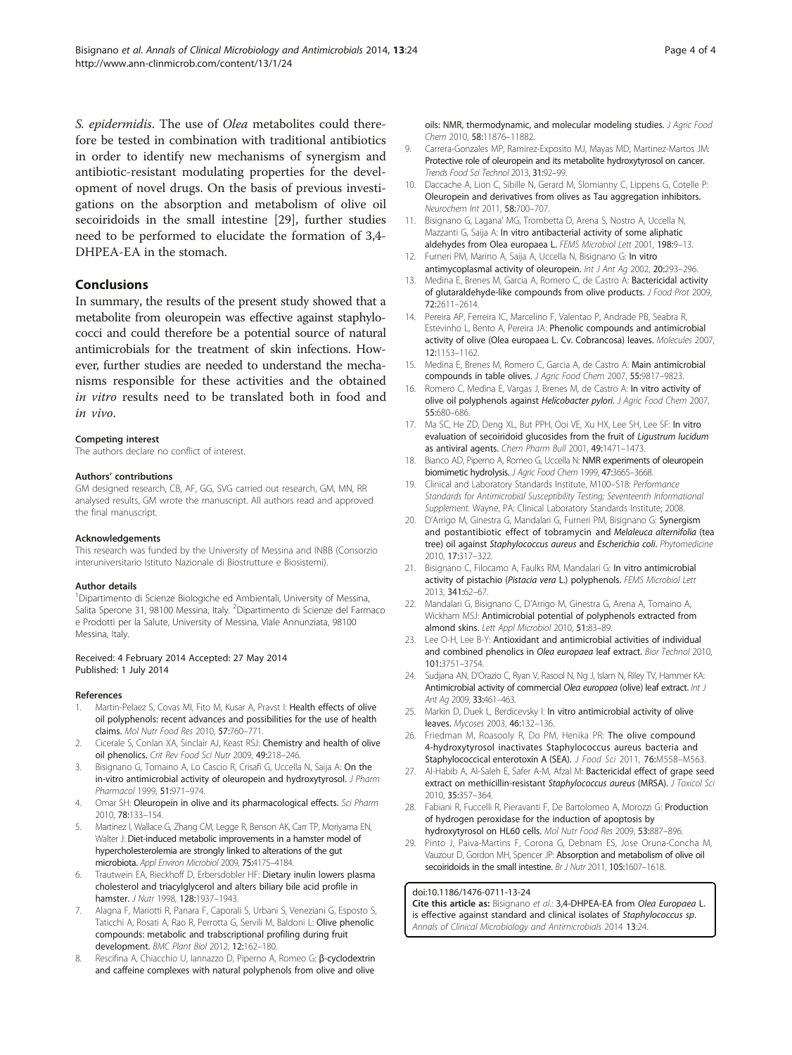*S. epidermidis*. The use of *Olea* metabolites could therefore be tested in combination with traditional antibiotics in order to identify new mechanisms of synergism and antibiotic-resistant modulating properties for the development of novel drugs. On the basis of previous investigations on the absorption and metabolism of olive oil secoiridoids in the small intestine [29], further studies need to be performed to elucidate the formation of 3,4-DHPEA-EA in the stomach.

## Conclusions

In summary, the results of the present study showed that a metabolite from oleuropein was effective against staphylococci and could therefore be a potential source of natural antimicrobials for the treatment of skin infections. However, further studies are needed to understand the mechanisms responsible for these activities and the obtained *in vitro* results need to be translated both in food and *in vivo*.

#### Competing interest

The authors declare no conflict of interest.

#### Authors' contributions

GM designed research, CB, AF, GG, SVG carried out research, GM, MN, RR analysed results, GM wrote the manuscript. All authors read and approved the final manuscript.

#### Acknowledgements

This research was funded by the University of Messina and INBB (Consorzio interuniversitario Istituto Nazionale di Biostrutture e Biosistemi).

#### Author details

[1]Dipartimento di Scienze Biologiche ed Ambientali, University of Messina, Salita Sperone 31, 98100 Messina, Italy. [2]Dipartimento di Scienze del Farmaco e Prodotti per la Salute, University of Messina, Viale Annunziata, 98100 Messina, Italy.

Received: 4 February 2014 Accepted: 27 May 2014
Published: 1 July 2014

#### References

1. Martin-Pelaez S, Covas MI, Fito M, Kusar A, Pravst I: **Health effects of olive oil polyphenols: recent advances and possibilities for the use of health claims.** *Mol Nutr Food Res* 2010, **57**:760–771.
2. Cicerale S, Conlan XA, Sinclair AJ, Keast RSJ: **Chemistry and health of olive oil phenolics.** *Crit Rev Food Sci Nutr* 2009, **49**:218–246.
3. Bisignano G, Tomaino A, Lo Cascio R, Crisafi G, Uccella N, Saija A: **On the in-vitro antimicrobial activity of oleuropein and hydroxytyrosol.** *J Pharm Pharmacol* 1999, **51**:971–974.
4. Omar SH: **Oleuropein in olive and its pharmacological effects.** *Sci Pharm* 2010, **78**:133–154.
5. Martinez I, Wallace G, Zhang CM, Legge R, Benson AK, Carr TP, Moriyama EN, Walter J: **Diet-induced metabolic improvements in a hamster model of hypercholesterolemia are strongly linked to alterations of the gut microbiota.** *Appl Environ Microbiol* 2009, **75**:4175–4184.
6. Trautwein EA, Rieckhoff D, Erbersdobler HF: **Dietary inulin lowers plasma cholesterol and triacylglycerol and alters biliary bile acid profile in hamster.** *J Nutr* 1998, **128**:1937–1943.
7. Alagna F, Mariotti R, Panara F, Caporali S, Urbani S, Veneziani G, Esposto S, Taticchi A, Rosati A, Rao R, Perrotta G, Servili M, Baldoni L: **Olive phenolic compounds: metabolic and trabscriptional profiling during fruit development.** *BMC Plant Biol* 2012, **12**:162–180.
8. Rescifina A, Chiacchio U, Iannazzo D, Piperno A, Romeo G: **β-cyclodextrin and caffeine complexes with natural polyphenols from olive and olive oils: NMR, thermodynamic, and molecular modeling studies.** *J Agric Food Chem* 2010, **58**:11876–11882.
9. Carrera-Gonzales MP, Ramirez-Exposito MJ, Mayas MD, Martinez-Martos JM: **Protective role of oleuropein and its metabolite hydroxytyrosol on cancer.** *Trends Food Sci Technol* 2013, **31**:92–99.
10. Daccache A, Lion C, Sibille N, Gerard M, Slomianny C, Lippens G, Cotelle P: **Oleuropein and derivatives from olives as Tau aggregation inhibitors.** *Neurochem Int* 2011, **58**:700–707.
11. Bisignano G, Lagana' MG, Trombetta D, Arena S, Nostro A, Uccella N, Mazzanti G, Saija A: **In vitro antibacterial activity of some aliphatic aldehydes from Olea europaea L.** *FEMS Microbiol Lett* 2001, **198**:9–13.
12. Furneri PM, Marino A, Saija A, Uccella N, Bisignano G: **In vitro antimycoplasmal activity of oleuropein.** *Int J Ant Ag* 2002, **20**:293–296.
13. Medina E, Brenes M, Garcia A, Romero C, de Castro A: **Bactericidal activity of glutaraldehyde-like compounds from olive products.** *J Food Prot* 2009, **72**:2611–2614.
14. Pereira AP, Ferreira IC, Marcelino F, Valentao P, Andrade PB, Seabra R, Estevinho L, Bento A, Pereira JA: **Phenolic compounds and antimicrobial activity of olive (Olea europaea L. Cv. Cobrancosa) leaves.** *Molecules* 2007, **12**:1153–1162.
15. Medina E, Brenes M, Romero C, Garcia A, de Castro A: **Main antimicrobial compounds in table olives.** *J Agric Food Chem* 2007, **55**:9817–9823.
16. Romero C, Medina E, Vargas J, Brenes M, de Castro A: **In vitro activity of olive oil polyphenols against *Helicobacter pylori*.** *J Agric Food Chem* 2007, **55**:680–686.
17. Ma SC, He ZD, Deng XL, But PPH, Ooi VE, Xu HX, Lee SH, Lee SF: **In vitro evaluation of secoiridoid glucosides from the fruit of *Ligustrum lucidum* as antiviral agents.** *Chem Pharm Bull* 2001, **49**:1471–1473.
18. Bianco AD, Piperno A, Romeo G, Uccella N: **NMR experiments of oleuropein biomimetic hydrolysis.** *J Agric Food Chem* 1999, **47**:3665–3668.
19. Clinical and Laboratory Standards Institute, M100–S18: *Performance Standards for Antimicrobial Susceptibility Testing; Seventeenth Informational Supplement.* Wayne, PA: Clinical Laboratory Standards Institute; 2008.
20. D'Arrigo M, Ginestra G, Mandalari G, Furneri PM, Bisignano G: **Synergism and postantibiotic effect of tobramycin and *Melaleuca alternifolia* (tea tree) oil against *Staphylococcus aureus* and *Escherichia coli*.** *Phytomedicine* 2010, **17**:317–322.
21. Bisignano C, Filocamo A, Faulks RM, Mandalari G: **In vitro antimicrobial activity of pistachio (*Pistacia vera* L.) polyphenols.** *FEMS Microbiol Lett* 2013, **341**:62–67.
22. Mandalari G, Bisignano C, D'Arrigo M, Ginestra G, Arena A, Tomaino A, Wickham MSJ: **Antimicrobial potential of polyphenols extracted from almond skins.** *Lett Appl Microbiol* 2010, **51**:83–89.
23. Lee O-H, Lee B-Y: **Antioxidant and antimicrobial activities of individual and combined phenolics in *Olea europaea* leaf extract.** *Bior Technol* 2010, **101**:3751–3754.
24. Sudjana AN, D'Orazio C, Ryan V, Rasool N, Ng J, Islam N, Riley TV, Hammer KA: **Antimicrobial activity of commercial *Olea europaea* (olive) leaf extract.** *Int J Ant Ag* 2009, **33**:461–463.
25. Markin D, Duek L, Berdicevsky I: **In vitro antimicrobial activity of olive leaves.** *Mycoses* 2003, **46**:132–136.
26. Friedman M, Roasooly R, Do PM, Henika PR: **The olive compound 4-hydroxytyrosol inactivates Staphylococcus aureus bacteria and Staphylococcical enterotoxin A (SEA).** *J Food Sci* 2011, **76**:M558–M563.
27. Al-Habib A, Al-Saleh E, Safer A-M, Afzal M: **Bactericidal effect of grape seed extract on methicillin-resistant *Staphylococcus aureus* (MRSA).** *J Toxicol Sci* 2010, **35**:357–364.
28. Fabiani R, Fuccelli R, Pieravanti F, De Bartolomeo A, Morozzi G: **Production of hydrogen peroxidase for the induction of apoptosis by hydroxytyrosol on HL60 cells.** *Mol Nutr Food Res* 2009, **53**:887–896.
29. Pinto J, Paiva-Martins F, Corona G, Debnam ES, Jose Oruna-Concha M, Vauzour D, Gordon MH, Spencer JP: **Absorption and metabolism of olive oil secoiridoids in the small intestine.** *Br J Nutr* 2011, **105**:1607–1618.

doi:10.1186/1476-0711-13-24
**Cite this article as:** Bisignano *et al.*: 3,4-DHPEA-EA from *Olea Europaea* L. is effective against standard and clinical isolates of *Staphylococcus sp*. *Annals of Clinical Microbiology and Antimicrobials* 2014 **13**:24.